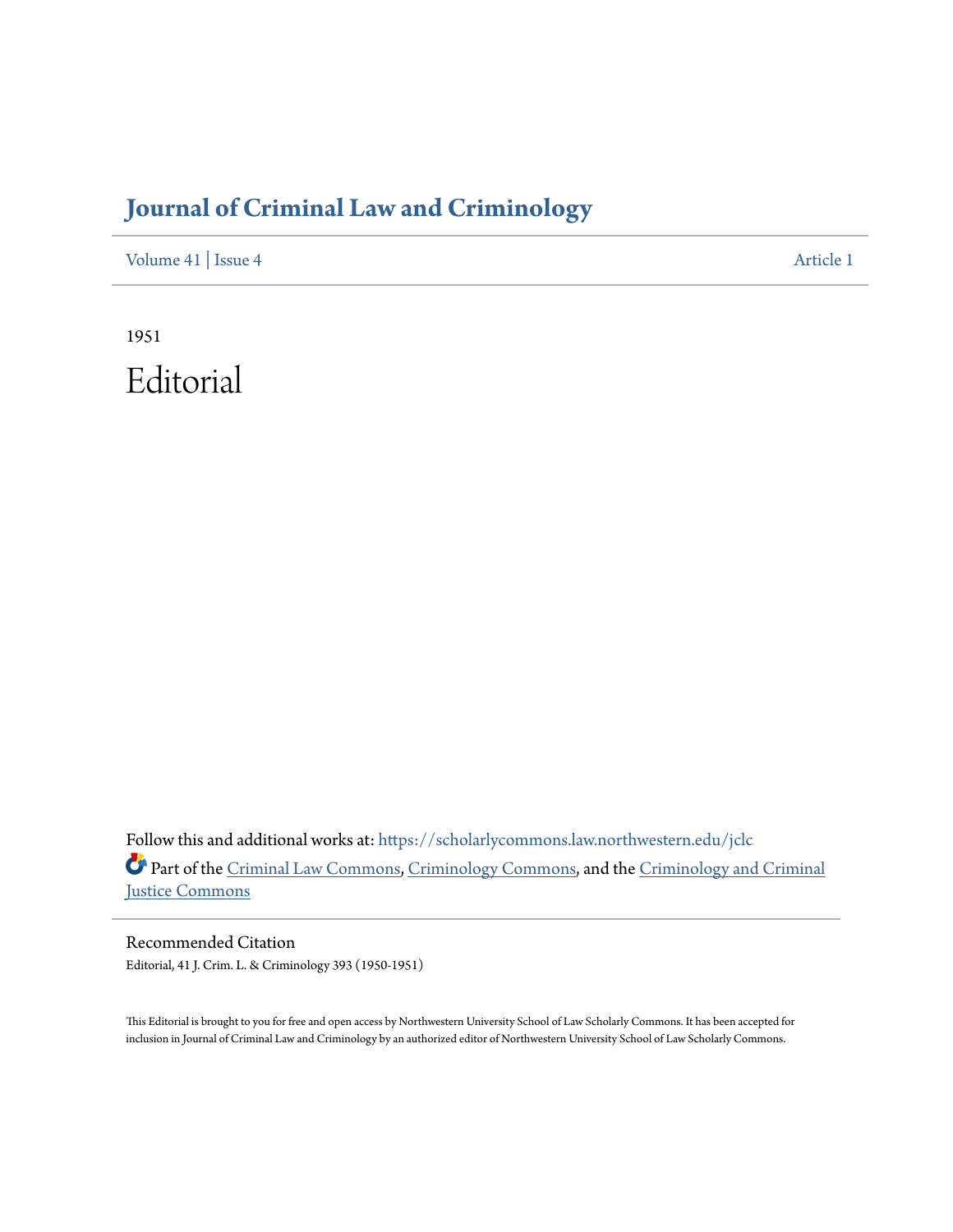# Journal of Criminal Law and Criminology

Volume 41 | Issue 4 Article 1

1951

# Editorial

Follow this and additional works at: https://scholarlycommons.law.northwestern.edu/jclc

Part of the Criminal Law Commons, Criminology Commons, and the Criminology and Criminal Justice Commons

## Recommended Citation

Editorial, 41 J. Crim. L. & Criminology 393 (1950-1951)

This Editorial is brought to you for free and open access by Northwestern University School of Law Scholarly Commons. It has been accepted for inclusion in Journal of Criminal Law and Criminology by an authorized editor of Northwestern University School of Law Scholarly Commons.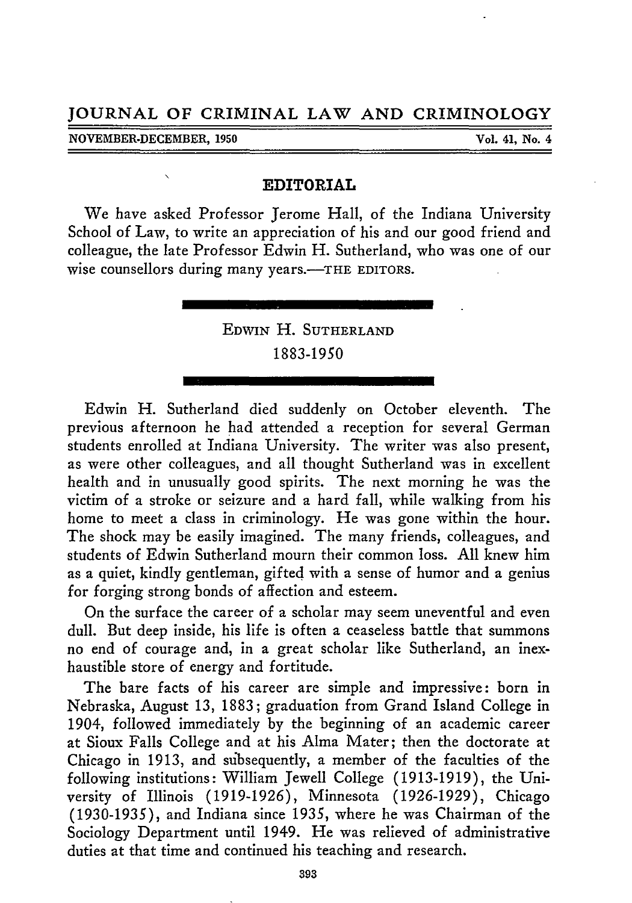# JOURNAL OF CRIMINAL LAW AND CRIMINOLOGY

NOVEMBER-DECEMBER, 1950 — Vol. 41, No. 4

## EDITORIAL

We have asked Professor Jerome Hall, of the Indiana University School of Law, to write an appreciation of his and our good friend and colleague, the late Professor Edwin H. Sutherland, who was one of our wise counsellors during many years.—THE EDITORS.

## EDWIN H. SUTHERLAND
## 1883-1950

Edwin H. Sutherland died suddenly on October eleventh. The previous afternoon he had attended a reception for several German students enrolled at Indiana University. The writer was also present, as were other colleagues, and all thought Sutherland was in excellent health and in unusually good spirits. The next morning he was the victim of a stroke or seizure and a hard fall, while walking from his home to meet a class in criminology. He was gone within the hour. The shock may be easily imagined. The many friends, colleagues, and students of Edwin Sutherland mourn their common loss. All knew him as a quiet, kindly gentleman, gifted with a sense of humor and a genius for forging strong bonds of affection and esteem.

On the surface the career of a scholar may seem uneventful and even dull. But deep inside, his life is often a ceaseless battle that summons no end of courage and, in a great scholar like Sutherland, an inexhaustible store of energy and fortitude.

The bare facts of his career are simple and impressive: born in Nebraska, August 13, 1883; graduation from Grand Island College in 1904, followed immediately by the beginning of an academic career at Sioux Falls College and at his Alma Mater; then the doctorate at Chicago in 1913, and subsequently, a member of the faculties of the following institutions: William Jewell College (1913-1919), the University of Illinois (1919-1926), Minnesota (1926-1929), Chicago (1930-1935), and Indiana since 1935, where he was Chairman of the Sociology Department until 1949. He was relieved of administrative duties at that time and continued his teaching and research.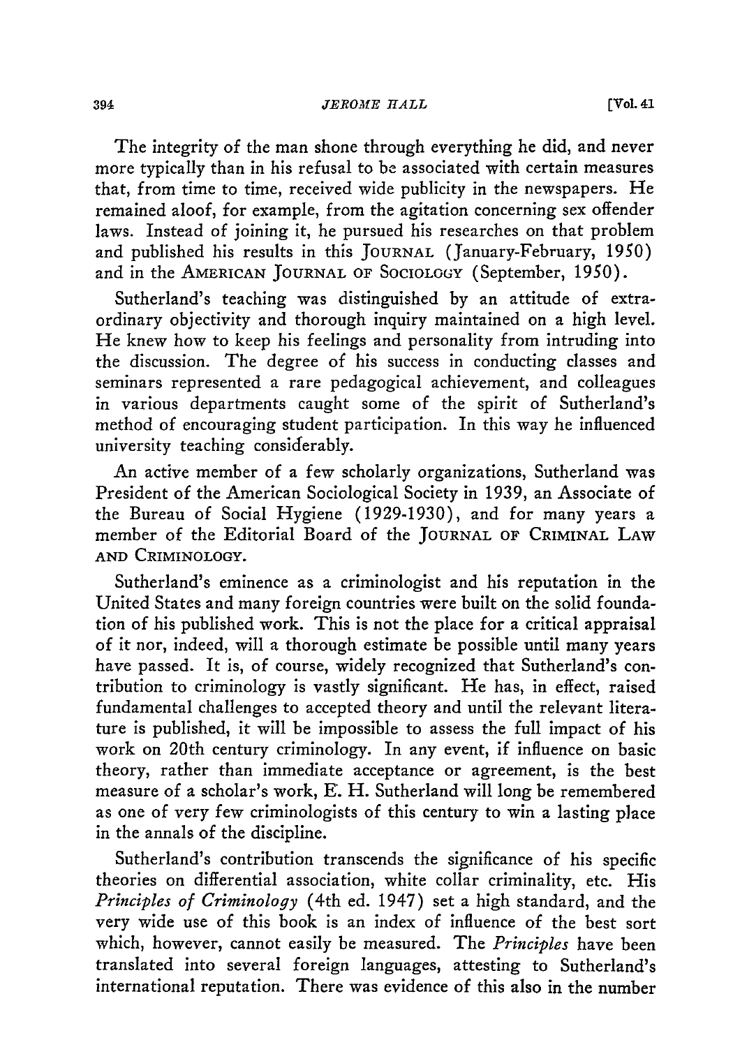The integrity of the man shone through everything he did, and never more typically than in his refusal to be associated with certain measures that, from time to time, received wide publicity in the newspapers. He remained aloof, for example, from the agitation concerning sex offender laws. Instead of joining it, he pursued his researches on that problem and published his results in this JOURNAL (January-February, 1950) and in the AMERICAN JOURNAL OF SOCIOLOGY (September, 1950).

Sutherland's teaching was distinguished by an attitude of extraordinary objectivity and thorough inquiry maintained on a high level. He knew how to keep his feelings and personality from intruding into the discussion. The degree of his success in conducting classes and seminars represented a rare pedagogical achievement, and colleagues in various departments caught some of the spirit of Sutherland's method of encouraging student participation. In this way he influenced university teaching considerably.

An active member of a few scholarly organizations, Sutherland was President of the American Sociological Society in 1939, an Associate of the Bureau of Social Hygiene (1929-1930), and for many years a member of the Editorial Board of the JOURNAL OF CRIMINAL LAW AND CRIMINOLOGY.

Sutherland's eminence as a criminologist and his reputation in the United States and many foreign countries were built on the solid foundation of his published work. This is not the place for a critical appraisal of it nor, indeed, will a thorough estimate be possible until many years have passed. It is, of course, widely recognized that Sutherland's contribution to criminology is vastly significant. He has, in effect, raised fundamental challenges to accepted theory and until the relevant literature is published, it will be impossible to assess the full impact of his work on 20th century criminology. In any event, if influence on basic theory, rather than immediate acceptance or agreement, is the best measure of a scholar's work, E. H. Sutherland will long be remembered as one of very few criminologists of this century to win a lasting place in the annals of the discipline.

Sutherland's contribution transcends the significance of his specific theories on differential association, white collar criminality, etc. His *Principles of Criminology* (4th ed. 1947) set a high standard, and the very wide use of this book is an index of influence of the best sort which, however, cannot easily be measured. The *Principles* have been translated into several foreign languages, attesting to Sutherland's international reputation. There was evidence of this also in the number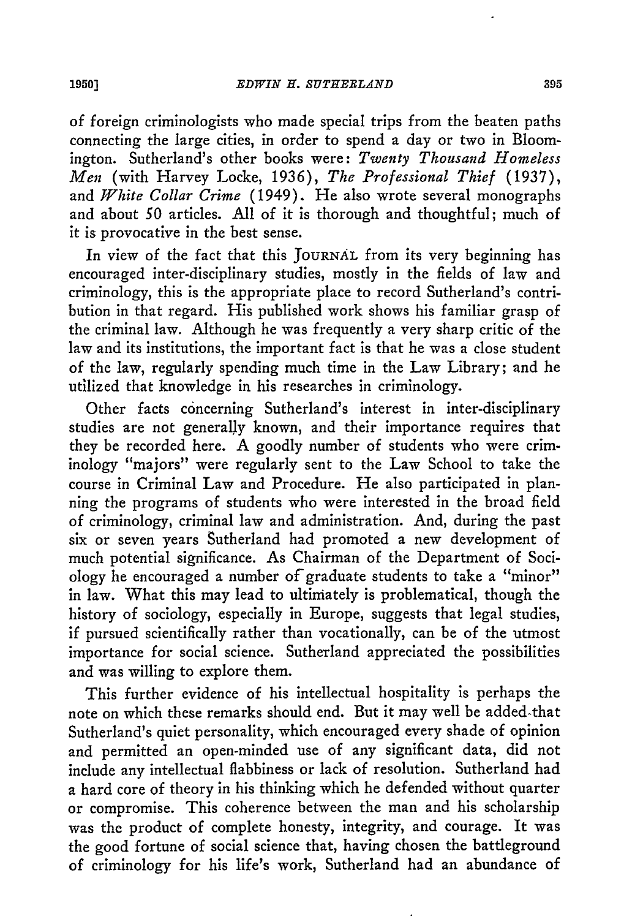of foreign criminologists who made special trips from the beaten paths connecting the large cities, in order to spend a day or two in Bloomington. Sutherland's other books were: *Twenty Thousand Homeless Men* (with Harvey Locke, 1936), *The Professional Thief* (1937), and *White Collar Crime* (1949). He also wrote several monographs and about 50 articles. All of it is thorough and thoughtful; much of it is provocative in the best sense.

In view of the fact that this JOURNAL from its very beginning has encouraged inter-disciplinary studies, mostly in the fields of law and criminology, this is the appropriate place to record Sutherland's contribution in that regard. His published work shows his familiar grasp of the criminal law. Although he was frequently a very sharp critic of the law and its institutions, the important fact is that he was a close student of the law, regularly spending much time in the Law Library; and he utilized that knowledge in his researches in criminology.

Other facts concerning Sutherland's interest in inter-disciplinary studies are not generally known, and their importance requires that they be recorded here. A goodly number of students who were criminology "majors" were regularly sent to the Law School to take the course in Criminal Law and Procedure. He also participated in planning the programs of students who were interested in the broad field of criminology, criminal law and administration. And, during the past six or seven years Sutherland had promoted a new development of much potential significance. As Chairman of the Department of Sociology he encouraged a number of graduate students to take a "minor" in law. What this may lead to ultimately is problematical, though the history of sociology, especially in Europe, suggests that legal studies, if pursued scientifically rather than vocationally, can be of the utmost importance for social science. Sutherland appreciated the possibilities and was willing to explore them.

This further evidence of his intellectual hospitality is perhaps the note on which these remarks should end. But it may well be added that Sutherland's quiet personality, which encouraged every shade of opinion and permitted an open-minded use of any significant data, did not include any intellectual flabbiness or lack of resolution. Sutherland had a hard core of theory in his thinking which he defended without quarter or compromise. This coherence between the man and his scholarship was the product of complete honesty, integrity, and courage. It was the good fortune of social science that, having chosen the battleground of criminology for his life's work, Sutherland had an abundance of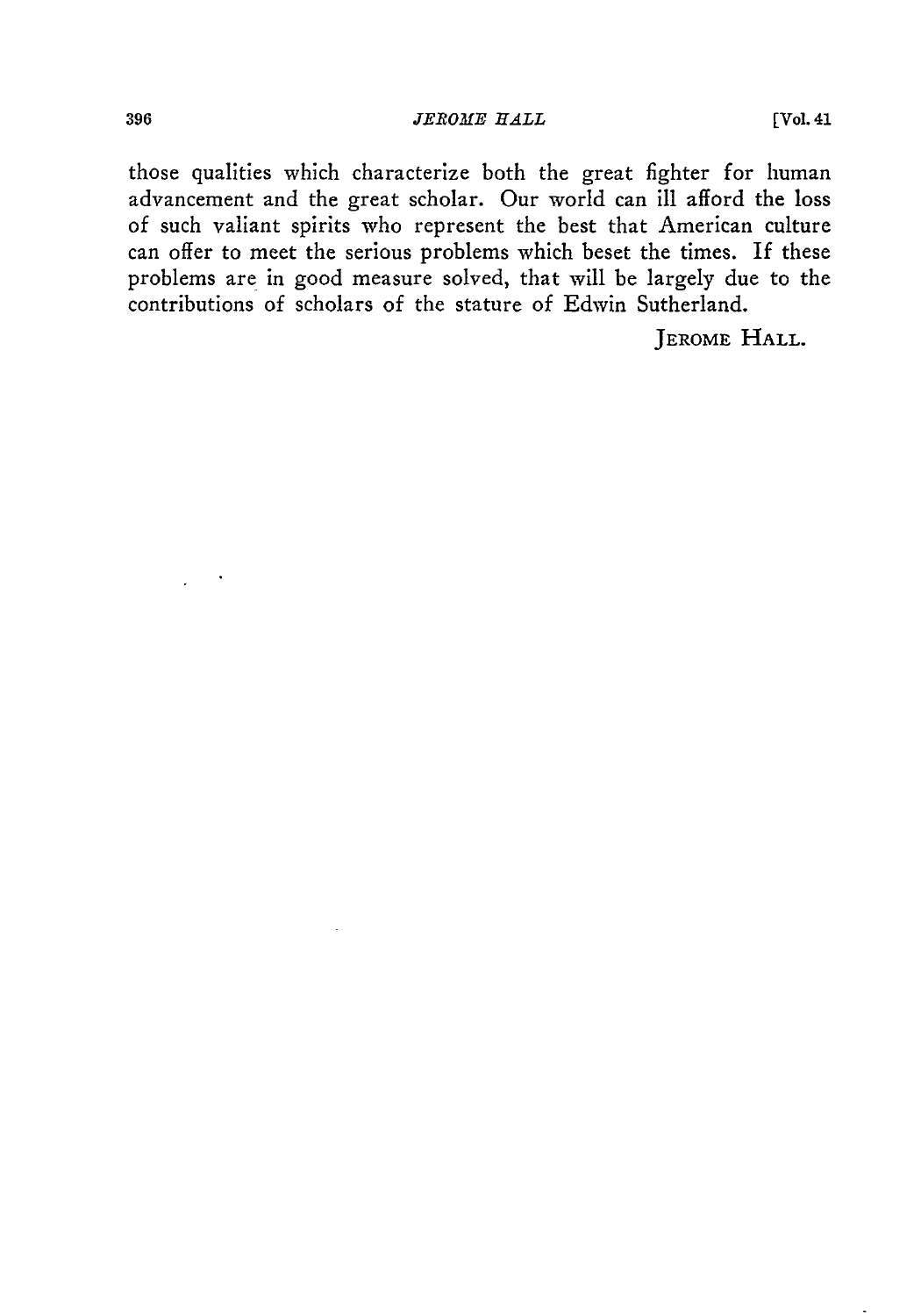those qualities which characterize both the great fighter for human advancement and the great scholar. Our world can ill afford the loss of such valiant spirits who represent the best that American culture can offer to meet the serious problems which beset the times. If these problems are in good measure solved, that will be largely due to the contributions of scholars of the stature of Edwin Sutherland.

JEROME HALL.